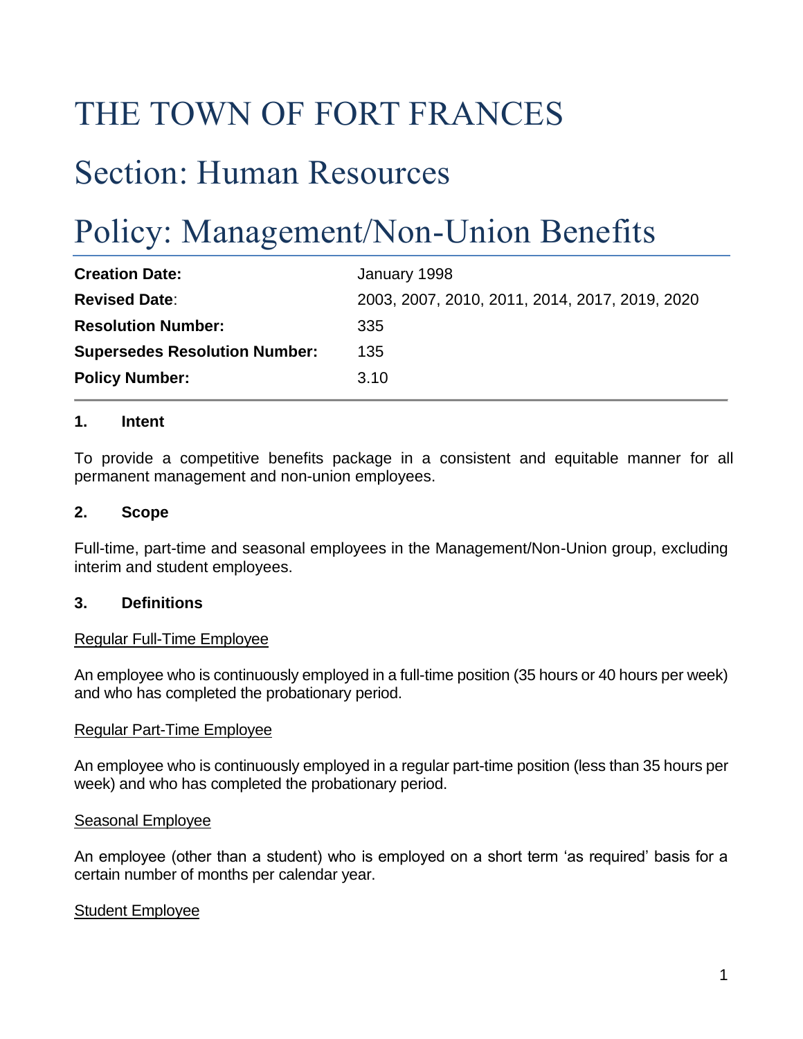# THE TOWN OF FORT FRANCES

# Section: Human Resources

# Policy: Management/Non-Union Benefits

| | |
|---|---|
| **Creation Date:** | January 1998 |
| **Revised Date**: | 2003, 2007, 2010, 2011, 2014, 2017, 2019, 2020 |
| **Resolution Number:** | 335 |
| **Supersedes Resolution Number:** | 135 |
| **Policy Number:** | 3.10 |

## 1. Intent

To provide a competitive benefits package in a consistent and equitable manner for all permanent management and non-union employees.

## 2. Scope

Full-time, part-time and seasonal employees in the Management/Non-Union group, excluding interim and student employees.

## 3. Definitions

Regular Full-Time Employee

An employee who is continuously employed in a full-time position (35 hours or 40 hours per week) and who has completed the probationary period.

Regular Part-Time Employee

An employee who is continuously employed in a regular part-time position (less than 35 hours per week) and who has completed the probationary period.

Seasonal Employee

An employee (other than a student) who is employed on a short term 'as required' basis for a certain number of months per calendar year.

Student Employee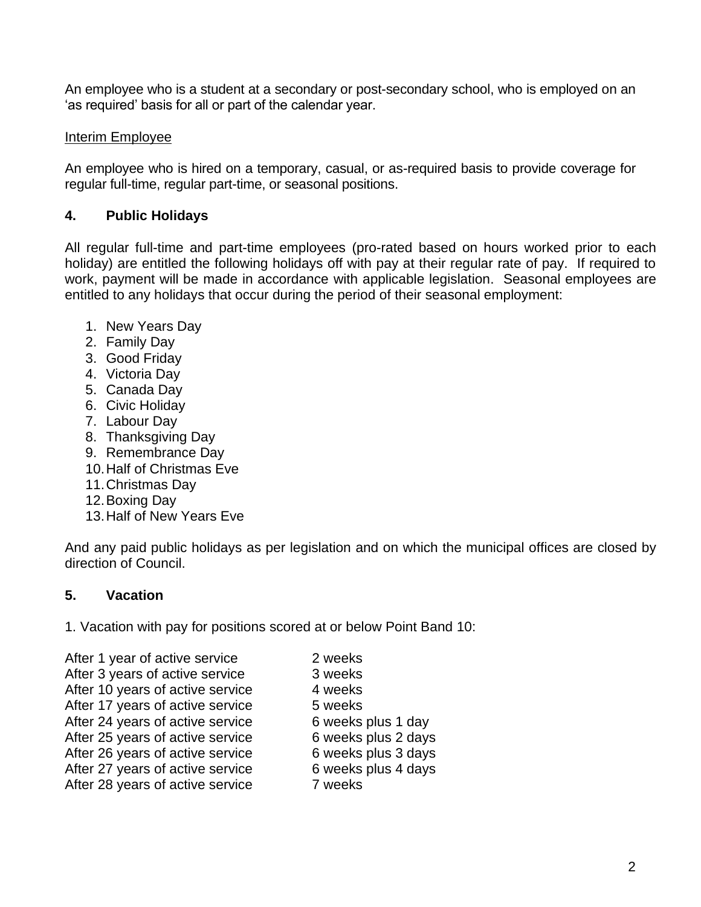An employee who is a student at a secondary or post-secondary school, who is employed on an 'as required' basis for all or part of the calendar year.

Interim Employee

An employee who is hired on a temporary, casual, or as-required basis to provide coverage for regular full-time, regular part-time, or seasonal positions.

## 4. Public Holidays

All regular full-time and part-time employees (pro-rated based on hours worked prior to each holiday) are entitled the following holidays off with pay at their regular rate of pay. If required to work, payment will be made in accordance with applicable legislation. Seasonal employees are entitled to any holidays that occur during the period of their seasonal employment:

1. New Years Day
2. Family Day
3. Good Friday
4. Victoria Day
5. Canada Day
6. Civic Holiday
7. Labour Day
8. Thanksgiving Day
9. Remembrance Day
10. Half of Christmas Eve
11. Christmas Day
12. Boxing Day
13. Half of New Years Eve

And any paid public holidays as per legislation and on which the municipal offices are closed by direction of Council.

## 5. Vacation

1. Vacation with pay for positions scored at or below Point Band 10:

| | |
|---|---|
| After 1 year of active service | 2 weeks |
| After 3 years of active service | 3 weeks |
| After 10 years of active service | 4 weeks |
| After 17 years of active service | 5 weeks |
| After 24 years of active service | 6 weeks plus 1 day |
| After 25 years of active service | 6 weeks plus 2 days |
| After 26 years of active service | 6 weeks plus 3 days |
| After 27 years of active service | 6 weeks plus 4 days |
| After 28 years of active service | 7 weeks |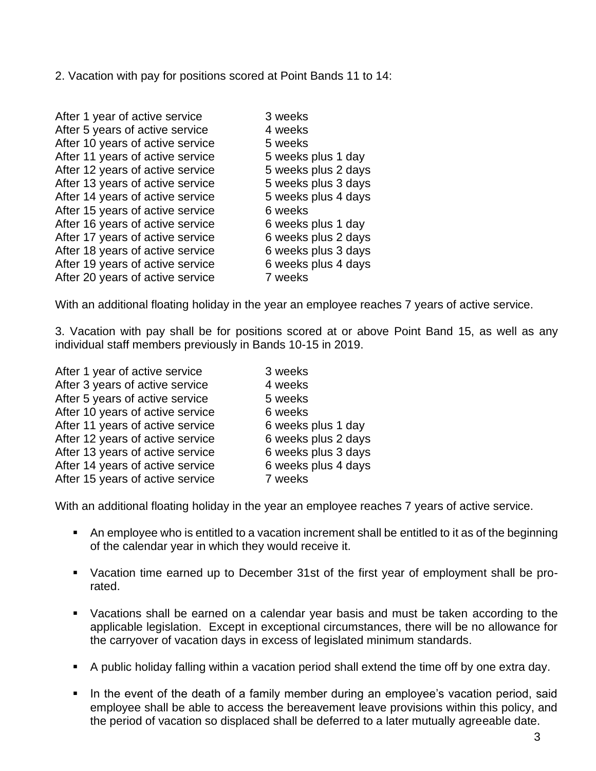2. Vacation with pay for positions scored at Point Bands 11 to 14:

| | |
|---|---|
| After 1 year of active service | 3 weeks |
| After 5 years of active service | 4 weeks |
| After 10 years of active service | 5 weeks |
| After 11 years of active service | 5 weeks plus 1 day |
| After 12 years of active service | 5 weeks plus 2 days |
| After 13 years of active service | 5 weeks plus 3 days |
| After 14 years of active service | 5 weeks plus 4 days |
| After 15 years of active service | 6 weeks |
| After 16 years of active service | 6 weeks plus 1 day |
| After 17 years of active service | 6 weeks plus 2 days |
| After 18 years of active service | 6 weeks plus 3 days |
| After 19 years of active service | 6 weeks plus 4 days |
| After 20 years of active service | 7 weeks |

With an additional floating holiday in the year an employee reaches 7 years of active service.

3. Vacation with pay shall be for positions scored at or above Point Band 15, as well as any individual staff members previously in Bands 10-15 in 2019.

| | |
|---|---|
| After 1 year of active service | 3 weeks |
| After 3 years of active service | 4 weeks |
| After 5 years of active service | 5 weeks |
| After 10 years of active service | 6 weeks |
| After 11 years of active service | 6 weeks plus 1 day |
| After 12 years of active service | 6 weeks plus 2 days |
| After 13 years of active service | 6 weeks plus 3 days |
| After 14 years of active service | 6 weeks plus 4 days |
| After 15 years of active service | 7 weeks |

With an additional floating holiday in the year an employee reaches 7 years of active service.

- An employee who is entitled to a vacation increment shall be entitled to it as of the beginning of the calendar year in which they would receive it.
- Vacation time earned up to December 31st of the first year of employment shall be pro-rated.
- Vacations shall be earned on a calendar year basis and must be taken according to the applicable legislation. Except in exceptional circumstances, there will be no allowance for the carryover of vacation days in excess of legislated minimum standards.
- A public holiday falling within a vacation period shall extend the time off by one extra day.
- In the event of the death of a family member during an employee's vacation period, said employee shall be able to access the bereavement leave provisions within this policy, and the period of vacation so displaced shall be deferred to a later mutually agreeable date.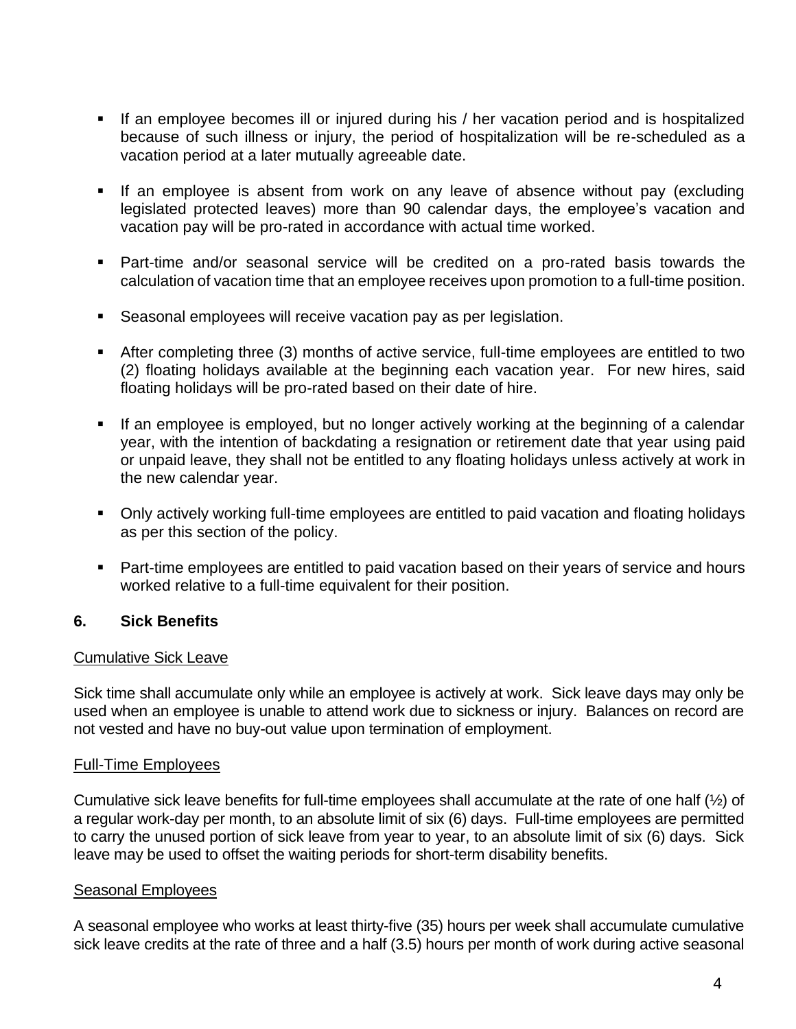- If an employee becomes ill or injured during his / her vacation period and is hospitalized because of such illness or injury, the period of hospitalization will be re-scheduled as a vacation period at a later mutually agreeable date.

- If an employee is absent from work on any leave of absence without pay (excluding legislated protected leaves) more than 90 calendar days, the employee's vacation and vacation pay will be pro-rated in accordance with actual time worked.

- Part-time and/or seasonal service will be credited on a pro-rated basis towards the calculation of vacation time that an employee receives upon promotion to a full-time position.

- Seasonal employees will receive vacation pay as per legislation.

- After completing three (3) months of active service, full-time employees are entitled to two (2) floating holidays available at the beginning each vacation year. For new hires, said floating holidays will be pro-rated based on their date of hire.

- If an employee is employed, but no longer actively working at the beginning of a calendar year, with the intention of backdating a resignation or retirement date that year using paid or unpaid leave, they shall not be entitled to any floating holidays unless actively at work in the new calendar year.

- Only actively working full-time employees are entitled to paid vacation and floating holidays as per this section of the policy.

- Part-time employees are entitled to paid vacation based on their years of service and hours worked relative to a full-time equivalent for their position.

## 6. Sick Benefits

### Cumulative Sick Leave

Sick time shall accumulate only while an employee is actively at work. Sick leave days may only be used when an employee is unable to attend work due to sickness or injury. Balances on record are not vested and have no buy-out value upon termination of employment.

### Full-Time Employees

Cumulative sick leave benefits for full-time employees shall accumulate at the rate of one half (½) of a regular work-day per month, to an absolute limit of six (6) days. Full-time employees are permitted to carry the unused portion of sick leave from year to year, to an absolute limit of six (6) days. Sick leave may be used to offset the waiting periods for short-term disability benefits.

### Seasonal Employees

A seasonal employee who works at least thirty-five (35) hours per week shall accumulate cumulative sick leave credits at the rate of three and a half (3.5) hours per month of work during active seasonal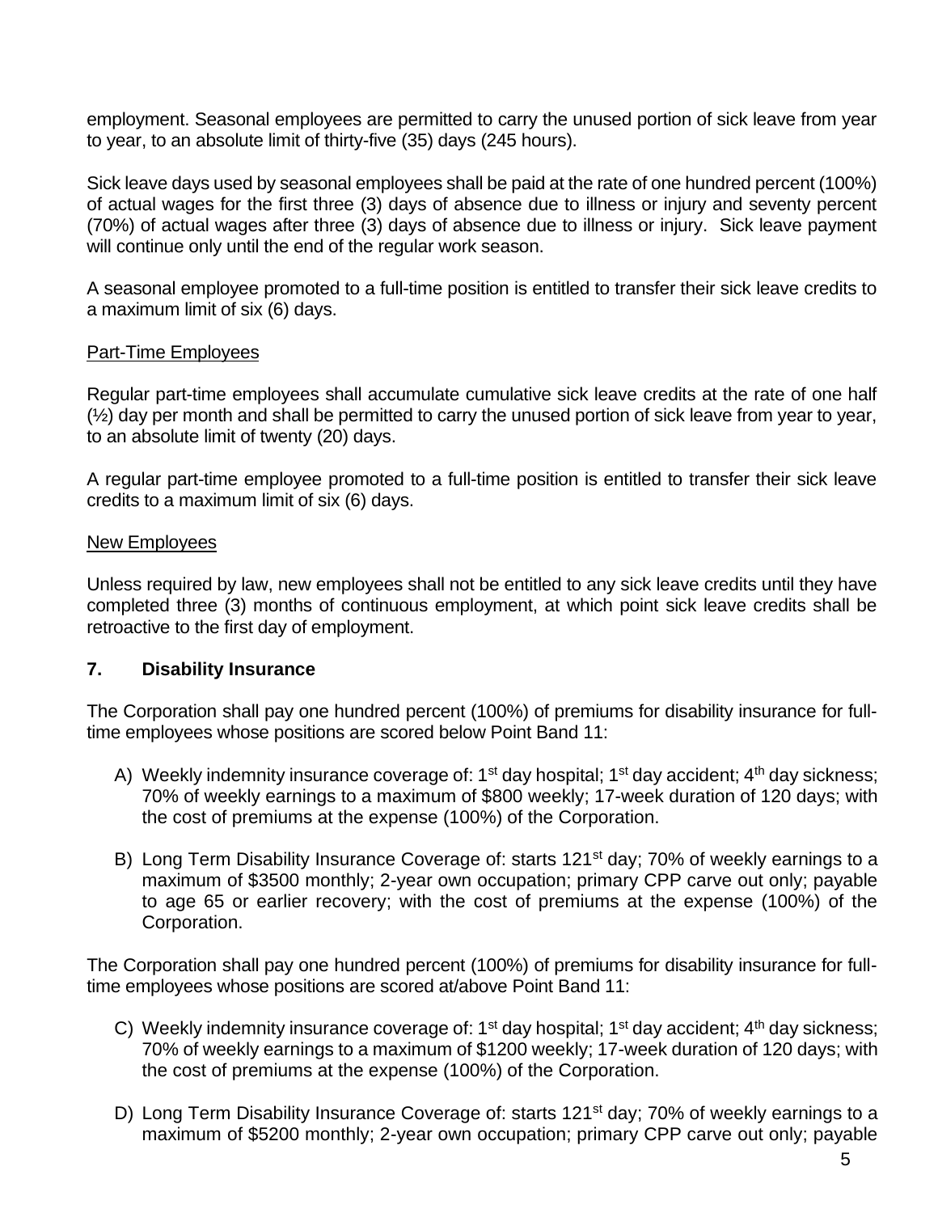employment. Seasonal employees are permitted to carry the unused portion of sick leave from year to year, to an absolute limit of thirty-five (35) days (245 hours).

Sick leave days used by seasonal employees shall be paid at the rate of one hundred percent (100%) of actual wages for the first three (3) days of absence due to illness or injury and seventy percent (70%) of actual wages after three (3) days of absence due to illness or injury. Sick leave payment will continue only until the end of the regular work season.

A seasonal employee promoted to a full-time position is entitled to transfer their sick leave credits to a maximum limit of six (6) days.

Part-Time Employees

Regular part-time employees shall accumulate cumulative sick leave credits at the rate of one half (½) day per month and shall be permitted to carry the unused portion of sick leave from year to year, to an absolute limit of twenty (20) days.

A regular part-time employee promoted to a full-time position is entitled to transfer their sick leave credits to a maximum limit of six (6) days.

New Employees

Unless required by law, new employees shall not be entitled to any sick leave credits until they have completed three (3) months of continuous employment, at which point sick leave credits shall be retroactive to the first day of employment.

## 7. Disability Insurance

The Corporation shall pay one hundred percent (100%) of premiums for disability insurance for full-time employees whose positions are scored below Point Band 11:

A) Weekly indemnity insurance coverage of: 1st day hospital; 1st day accident; 4th day sickness; 70% of weekly earnings to a maximum of $800 weekly; 17-week duration of 120 days; with the cost of premiums at the expense (100%) of the Corporation.

B) Long Term Disability Insurance Coverage of: starts 121st day; 70% of weekly earnings to a maximum of $3500 monthly; 2-year own occupation; primary CPP carve out only; payable to age 65 or earlier recovery; with the cost of premiums at the expense (100%) of the Corporation.

The Corporation shall pay one hundred percent (100%) of premiums for disability insurance for full-time employees whose positions are scored at/above Point Band 11:

C) Weekly indemnity insurance coverage of: 1st day hospital; 1st day accident; 4th day sickness; 70% of weekly earnings to a maximum of $1200 weekly; 17-week duration of 120 days; with the cost of premiums at the expense (100%) of the Corporation.

D) Long Term Disability Insurance Coverage of: starts 121st day; 70% of weekly earnings to a maximum of $5200 monthly; 2-year own occupation; primary CPP carve out only; payable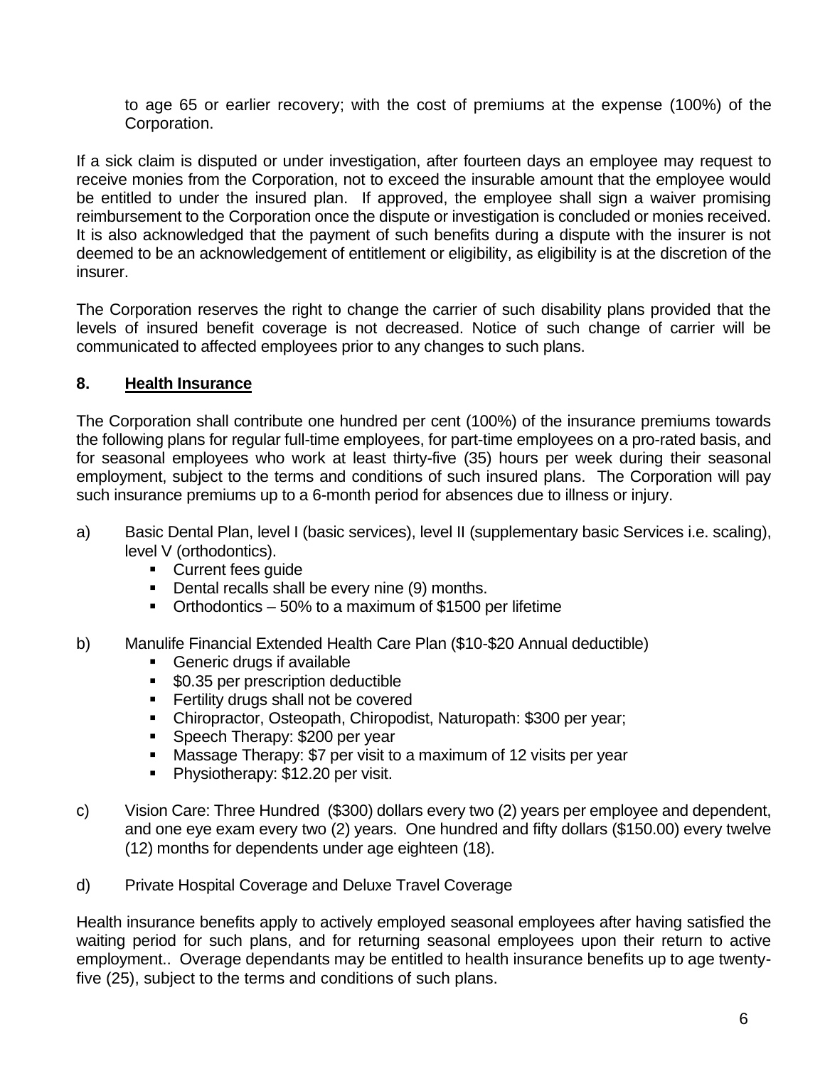to age 65 or earlier recovery; with the cost of premiums at the expense (100%) of the Corporation.

If a sick claim is disputed or under investigation, after fourteen days an employee may request to receive monies from the Corporation, not to exceed the insurable amount that the employee would be entitled to under the insured plan. If approved, the employee shall sign a waiver promising reimbursement to the Corporation once the dispute or investigation is concluded or monies received. It is also acknowledged that the payment of such benefits during a dispute with the insurer is not deemed to be an acknowledgement of entitlement or eligibility, as eligibility is at the discretion of the insurer.

The Corporation reserves the right to change the carrier of such disability plans provided that the levels of insured benefit coverage is not decreased. Notice of such change of carrier will be communicated to affected employees prior to any changes to such plans.

## 8. Health Insurance

The Corporation shall contribute one hundred per cent (100%) of the insurance premiums towards the following plans for regular full-time employees, for part-time employees on a pro-rated basis, and for seasonal employees who work at least thirty-five (35) hours per week during their seasonal employment, subject to the terms and conditions of such insured plans. The Corporation will pay such insurance premiums up to a 6-month period for absences due to illness or injury.

a) Basic Dental Plan, level I (basic services), level II (supplementary basic Services i.e. scaling), level V (orthodontics).
   - Current fees guide
   - Dental recalls shall be every nine (9) months.
   - Orthodontics – 50% to a maximum of $1500 per lifetime

b) Manulife Financial Extended Health Care Plan ($10-$20 Annual deductible)
   - Generic drugs if available
   - $0.35 per prescription deductible
   - Fertility drugs shall not be covered
   - Chiropractor, Osteopath, Chiropodist, Naturopath: $300 per year;
   - Speech Therapy: $200 per year
   - Massage Therapy: $7 per visit to a maximum of 12 visits per year
   - Physiotherapy: $12.20 per visit.

c) Vision Care: Three Hundred ($300) dollars every two (2) years per employee and dependent, and one eye exam every two (2) years. One hundred and fifty dollars ($150.00) every twelve (12) months for dependents under age eighteen (18).

d) Private Hospital Coverage and Deluxe Travel Coverage

Health insurance benefits apply to actively employed seasonal employees after having satisfied the waiting period for such plans, and for returning seasonal employees upon their return to active employment.. Overage dependants may be entitled to health insurance benefits up to age twenty-five (25), subject to the terms and conditions of such plans.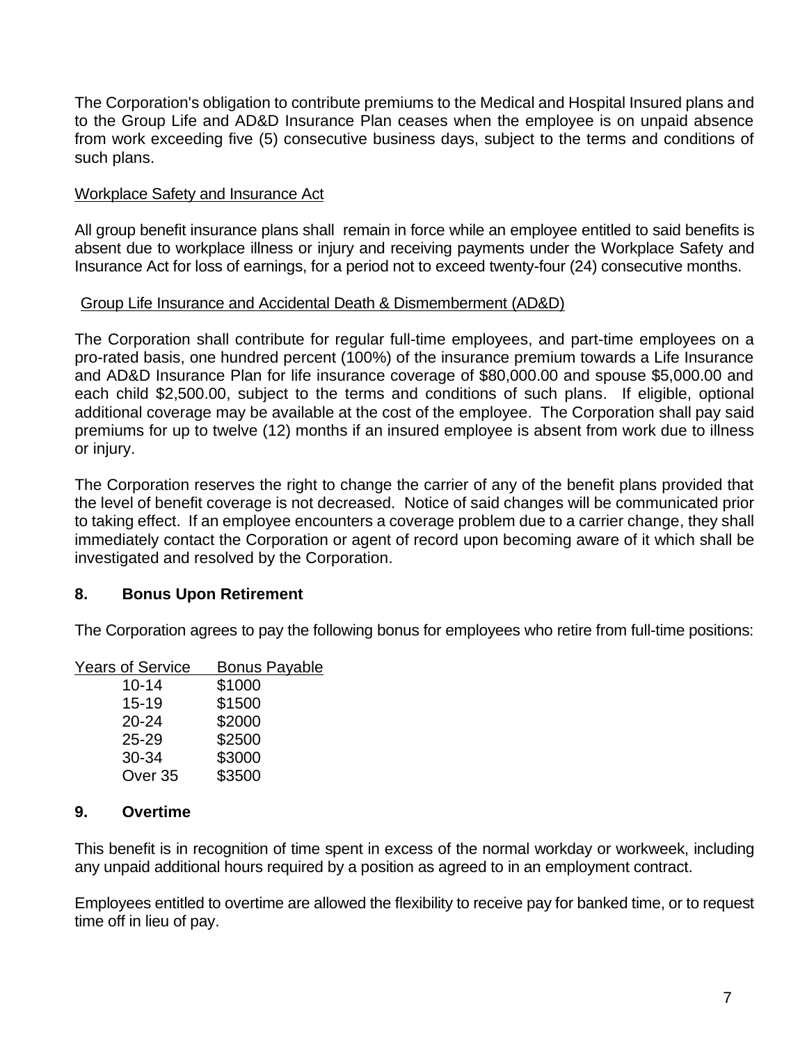The Corporation's obligation to contribute premiums to the Medical and Hospital Insured plans and to the Group Life and AD&D Insurance Plan ceases when the employee is on unpaid absence from work exceeding five (5) consecutive business days, subject to the terms and conditions of such plans.

Workplace Safety and Insurance Act

All group benefit insurance plans shall remain in force while an employee entitled to said benefits is absent due to workplace illness or injury and receiving payments under the Workplace Safety and Insurance Act for loss of earnings, for a period not to exceed twenty-four (24) consecutive months.

Group Life Insurance and Accidental Death & Dismemberment (AD&D)

The Corporation shall contribute for regular full-time employees, and part-time employees on a pro-rated basis, one hundred percent (100%) of the insurance premium towards a Life Insurance and AD&D Insurance Plan for life insurance coverage of $80,000.00 and spouse $5,000.00 and each child $2,500.00, subject to the terms and conditions of such plans. If eligible, optional additional coverage may be available at the cost of the employee. The Corporation shall pay said premiums for up to twelve (12) months if an insured employee is absent from work due to illness or injury.

The Corporation reserves the right to change the carrier of any of the benefit plans provided that the level of benefit coverage is not decreased. Notice of said changes will be communicated prior to taking effect. If an employee encounters a coverage problem due to a carrier change, they shall immediately contact the Corporation or agent of record upon becoming aware of it which shall be investigated and resolved by the Corporation.

## 8. Bonus Upon Retirement

The Corporation agrees to pay the following bonus for employees who retire from full-time positions:

| Years of Service | Bonus Payable |
| --- | --- |
| 10-14 | $1000 |
| 15-19 | $1500 |
| 20-24 | $2000 |
| 25-29 | $2500 |
| 30-34 | $3000 |
| Over 35 | $3500 |

## 9. Overtime

This benefit is in recognition of time spent in excess of the normal workday or workweek, including any unpaid additional hours required by a position as agreed to in an employment contract.

Employees entitled to overtime are allowed the flexibility to receive pay for banked time, or to request time off in lieu of pay.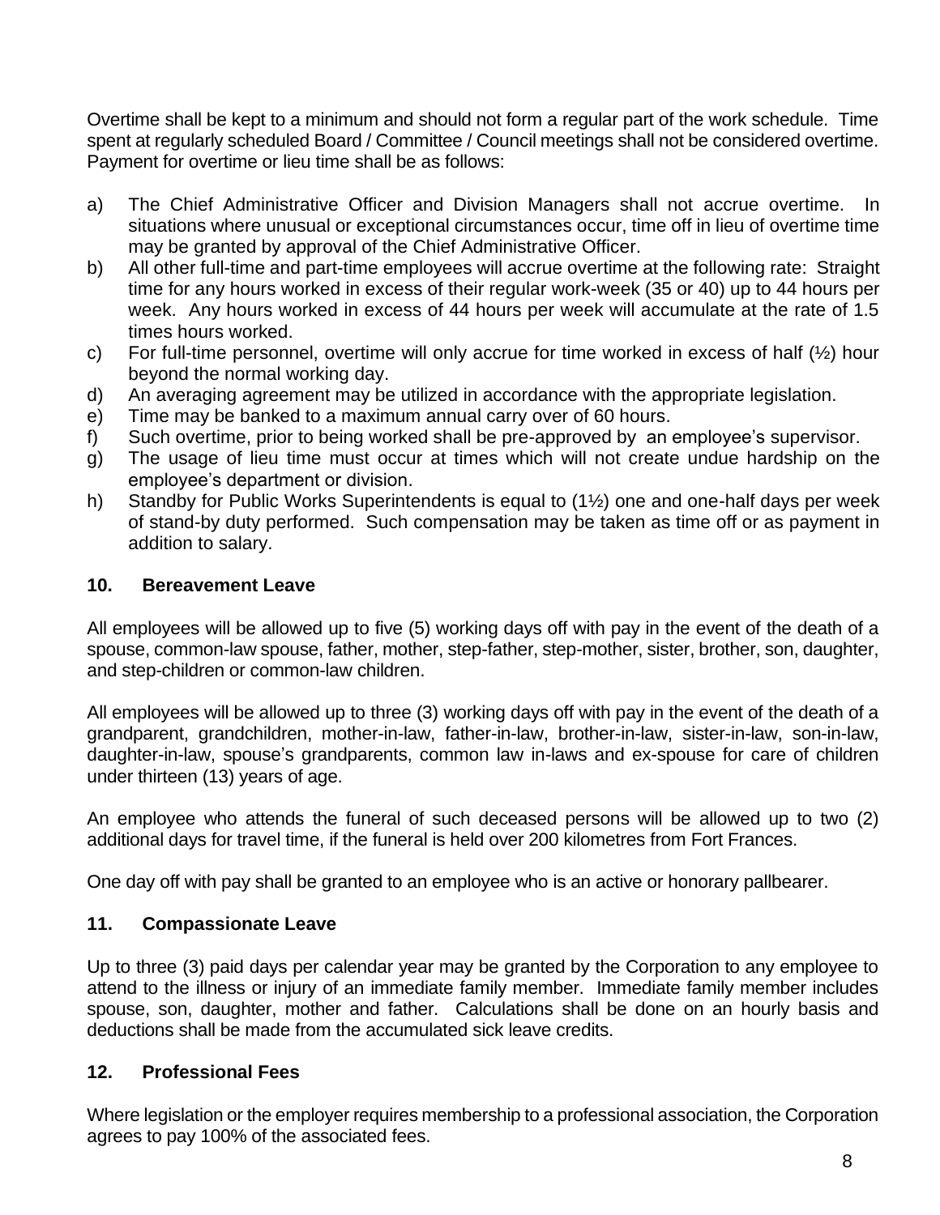Overtime shall be kept to a minimum and should not form a regular part of the work schedule. Time spent at regularly scheduled Board / Committee / Council meetings shall not be considered overtime. Payment for overtime or lieu time shall be as follows:

a) The Chief Administrative Officer and Division Managers shall not accrue overtime. In situations where unusual or exceptional circumstances occur, time off in lieu of overtime time may be granted by approval of the Chief Administrative Officer.
b) All other full-time and part-time employees will accrue overtime at the following rate: Straight time for any hours worked in excess of their regular work-week (35 or 40) up to 44 hours per week. Any hours worked in excess of 44 hours per week will accumulate at the rate of 1.5 times hours worked.
c) For full-time personnel, overtime will only accrue for time worked in excess of half (½) hour beyond the normal working day.
d) An averaging agreement may be utilized in accordance with the appropriate legislation.
e) Time may be banked to a maximum annual carry over of 60 hours.
f) Such overtime, prior to being worked shall be pre-approved by an employee's supervisor.
g) The usage of lieu time must occur at times which will not create undue hardship on the employee's department or division.
h) Standby for Public Works Superintendents is equal to (1½) one and one-half days per week of stand-by duty performed. Such compensation may be taken as time off or as payment in addition to salary.

## 10. Bereavement Leave

All employees will be allowed up to five (5) working days off with pay in the event of the death of a spouse, common-law spouse, father, mother, step-father, step-mother, sister, brother, son, daughter, and step-children or common-law children.

All employees will be allowed up to three (3) working days off with pay in the event of the death of a grandparent, grandchildren, mother-in-law, father-in-law, brother-in-law, sister-in-law, son-in-law, daughter-in-law, spouse's grandparents, common law in-laws and ex-spouse for care of children under thirteen (13) years of age.

An employee who attends the funeral of such deceased persons will be allowed up to two (2) additional days for travel time, if the funeral is held over 200 kilometres from Fort Frances.

One day off with pay shall be granted to an employee who is an active or honorary pallbearer.

## 11. Compassionate Leave

Up to three (3) paid days per calendar year may be granted by the Corporation to any employee to attend to the illness or injury of an immediate family member. Immediate family member includes spouse, son, daughter, mother and father. Calculations shall be done on an hourly basis and deductions shall be made from the accumulated sick leave credits.

## 12. Professional Fees

Where legislation or the employer requires membership to a professional association, the Corporation agrees to pay 100% of the associated fees.